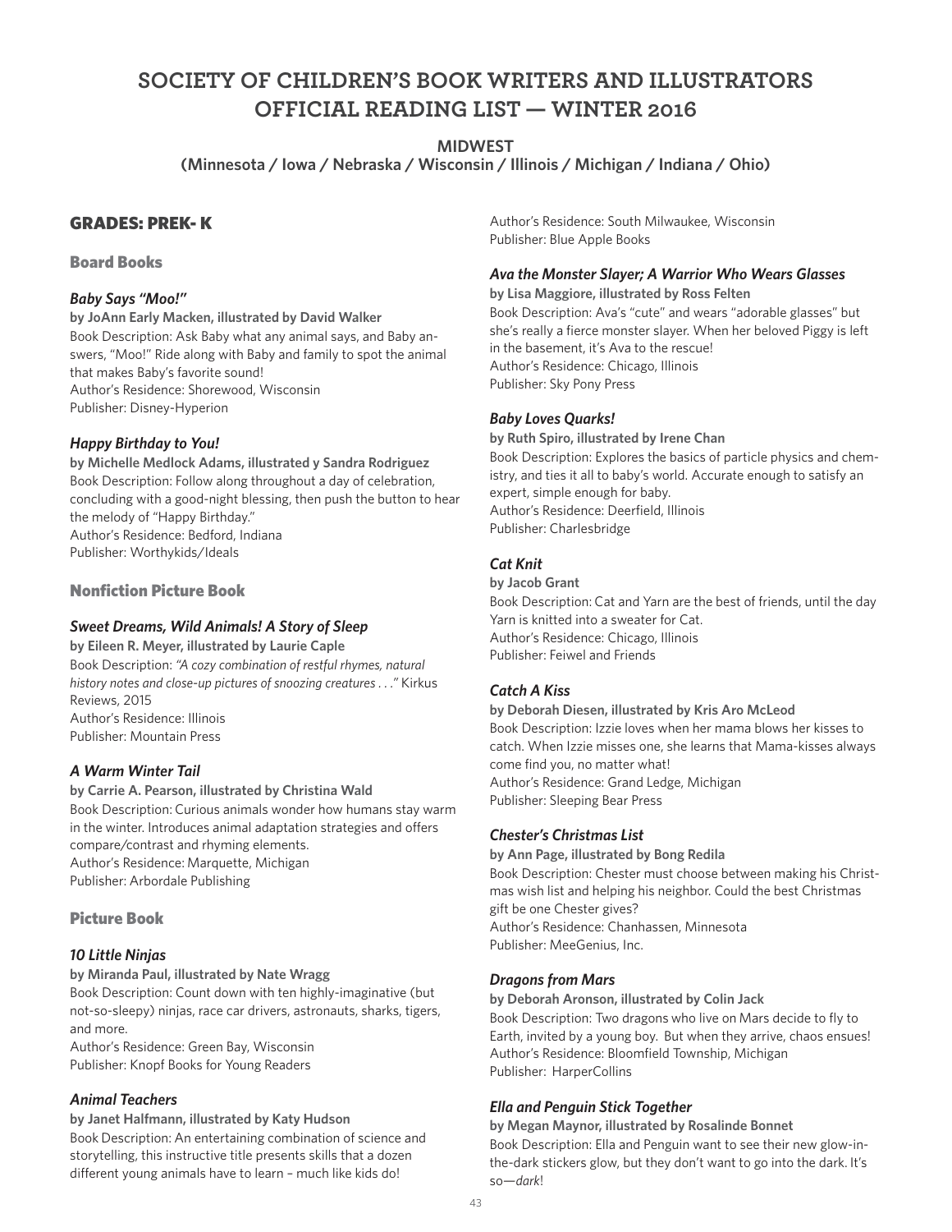# SOCIETY OF CHILDREN'S BOOK WRITERS AND ILLUSTRATORS OFFICIAL READING LIST — WINTER 2016

**MIDWEST**

**(Minnesota / Iowa / Nebraska / Wisconsin / Illinois / Michigan / Indiana / Ohio)**

## GRADES: PREK- K

### Board Books

#### *Baby Says "Moo!"*

**by JoAnn Early Macken, illustrated by David Walker**
Book Description: Ask Baby what any animal says, and Baby answers, "Moo!" Ride along with Baby and family to spot the animal that makes Baby's favorite sound!
Author's Residence: Shorewood, Wisconsin
Publisher: Disney-Hyperion

#### *Happy Birthday to You!*

**by Michelle Medlock Adams, illustrated y Sandra Rodriguez**
Book Description: Follow along throughout a day of celebration, concluding with a good-night blessing, then push the button to hear the melody of "Happy Birthday."
Author's Residence: Bedford, Indiana
Publisher: Worthykids/Ideals

### Nonfiction Picture Book

#### *Sweet Dreams, Wild Animals! A Story of Sleep*

**by Eileen R. Meyer, illustrated by Laurie Caple**
Book Description: *"A cozy combination of restful rhymes, natural history notes and close-up pictures of snoozing creatures . . ."* Kirkus Reviews, 2015
Author's Residence: Illinois
Publisher: Mountain Press

#### *A Warm Winter Tail*

**by Carrie A. Pearson, illustrated by Christina Wald**
Book Description: Curious animals wonder how humans stay warm in the winter. Introduces animal adaptation strategies and offers compare/contrast and rhyming elements.
Author's Residence: Marquette, Michigan
Publisher: Arbordale Publishing

### Picture Book

#### *10 Little Ninjas*

**by Miranda Paul, illustrated by Nate Wragg**
Book Description: Count down with ten highly-imaginative (but not-so-sleepy) ninjas, race car drivers, astronauts, sharks, tigers, and more.
Author's Residence: Green Bay, Wisconsin
Publisher: Knopf Books for Young Readers

#### *Animal Teachers*

**by Janet Halfmann, illustrated by Katy Hudson**
Book Description: An entertaining combination of science and storytelling, this instructive title presents skills that a dozen different young animals have to learn – much like kids do!
Author's Residence: South Milwaukee, Wisconsin
Publisher: Blue Apple Books

#### *Ava the Monster Slayer; A Warrior Who Wears Glasses*

**by Lisa Maggiore, illustrated by Ross Felten**
Book Description: Ava's "cute" and wears "adorable glasses" but she's really a fierce monster slayer. When her beloved Piggy is left in the basement, it's Ava to the rescue!
Author's Residence: Chicago, Illinois
Publisher: Sky Pony Press

#### *Baby Loves Quarks!*

**by Ruth Spiro, illustrated by Irene Chan**
Book Description: Explores the basics of particle physics and chemistry, and ties it all to baby's world. Accurate enough to satisfy an expert, simple enough for baby.
Author's Residence: Deerfield, Illinois
Publisher: Charlesbridge

#### *Cat Knit*

**by Jacob Grant**
Book Description: Cat and Yarn are the best of friends, until the day Yarn is knitted into a sweater for Cat.
Author's Residence: Chicago, Illinois
Publisher: Feiwel and Friends

#### *Catch A Kiss*

**by Deborah Diesen, illustrated by Kris Aro McLeod**
Book Description: Izzie loves when her mama blows her kisses to catch. When Izzie misses one, she learns that Mama-kisses always come find you, no matter what!
Author's Residence: Grand Ledge, Michigan
Publisher: Sleeping Bear Press

#### *Chester's Christmas List*

**by Ann Page, illustrated by Bong Redila**
Book Description: Chester must choose between making his Christmas wish list and helping his neighbor. Could the best Christmas gift be one Chester gives?
Author's Residence: Chanhassen, Minnesota
Publisher: MeeGenius, Inc.

#### *Dragons from Mars*

**by Deborah Aronson, illustrated by Colin Jack**
Book Description: Two dragons who live on Mars decide to fly to Earth, invited by a young boy. But when they arrive, chaos ensues!
Author's Residence: Bloomfield Township, Michigan
Publisher: HarperCollins

#### *Ella and Penguin Stick Together*

**by Megan Maynor, illustrated by Rosalinde Bonnet**
Book Description: Ella and Penguin want to see their new glow-in-the-dark stickers glow, but they don't want to go into the dark. It's so—*dark*!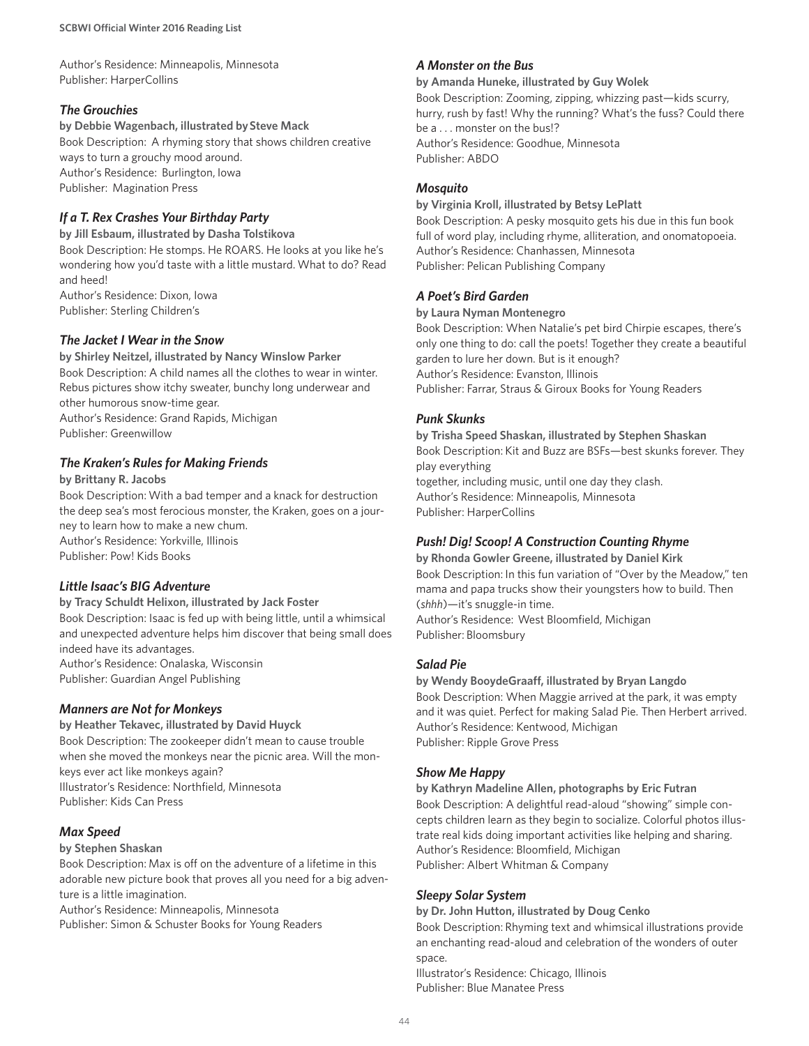Author's Residence: Minneapolis, Minnesota
Publisher: HarperCollins

### *The Grouchies*

**by Debbie Wagenbach, illustrated by Steve Mack**
Book Description: A rhyming story that shows children creative ways to turn a grouchy mood around.
Author's Residence: Burlington, Iowa
Publisher: Magination Press

### *If a T. Rex Crashes Your Birthday Party*

**by Jill Esbaum, illustrated by Dasha Tolstikova**
Book Description: He stomps. He ROARS. He looks at you like he's wondering how you'd taste with a little mustard. What to do? Read and heed!
Author's Residence: Dixon, Iowa
Publisher: Sterling Children's

### *The Jacket I Wear in the Snow*

**by Shirley Neitzel, illustrated by Nancy Winslow Parker**
Book Description: A child names all the clothes to wear in winter. Rebus pictures show itchy sweater, bunchy long underwear and other humorous snow-time gear.
Author's Residence: Grand Rapids, Michigan
Publisher: Greenwillow

### *The Kraken's Rules for Making Friends*

**by Brittany R. Jacobs**
Book Description: With a bad temper and a knack for destruction the deep sea's most ferocious monster, the Kraken, goes on a journey to learn how to make a new chum.
Author's Residence: Yorkville, Illinois
Publisher: Pow! Kids Books

### *Little Isaac's BIG Adventure*

**by Tracy Schuldt Helixon, illustrated by Jack Foster**
Book Description: Isaac is fed up with being little, until a whimsical and unexpected adventure helps him discover that being small does indeed have its advantages.
Author's Residence: Onalaska, Wisconsin
Publisher: Guardian Angel Publishing

### *Manners are Not for Monkeys*

**by Heather Tekavec, illustrated by David Huyck**
Book Description: The zookeeper didn't mean to cause trouble when she moved the monkeys near the picnic area. Will the monkeys ever act like monkeys again?
Illustrator's Residence: Northfield, Minnesota
Publisher: Kids Can Press

### *Max Speed*

**by Stephen Shaskan**
Book Description: Max is off on the adventure of a lifetime in this adorable new picture book that proves all you need for a big adventure is a little imagination.
Author's Residence: Minneapolis, Minnesota
Publisher: Simon & Schuster Books for Young Readers

### *A Monster on the Bus*

**by Amanda Huneke, illustrated by Guy Wolek**
Book Description: Zooming, zipping, whizzing past—kids scurry, hurry, rush by fast! Why the running? What's the fuss? Could there be a . . . monster on the bus!?
Author's Residence: Goodhue, Minnesota
Publisher: ABDO

### *Mosquito*

**by Virginia Kroll, illustrated by Betsy LePlatt**
Book Description: A pesky mosquito gets his due in this fun book full of word play, including rhyme, alliteration, and onomatopoeia.
Author's Residence: Chanhassen, Minnesota
Publisher: Pelican Publishing Company

### *A Poet's Bird Garden*

**by Laura Nyman Montenegro**
Book Description: When Natalie's pet bird Chirpie escapes, there's only one thing to do: call the poets! Together they create a beautiful garden to lure her down. But is it enough?
Author's Residence: Evanston, Illinois
Publisher: Farrar, Straus & Giroux Books for Young Readers

### *Punk Skunks*

**by Trisha Speed Shaskan, illustrated by Stephen Shaskan**
Book Description: Kit and Buzz are BSFs—best skunks forever. They play everything
together, including music, until one day they clash.
Author's Residence: Minneapolis, Minnesota
Publisher: HarperCollins

### *Push! Dig! Scoop! A Construction Counting Rhyme*

**by Rhonda Gowler Greene, illustrated by Daniel Kirk**
Book Description: In this fun variation of "Over by the Meadow," ten mama and papa trucks show their youngsters how to build. Then (*shhh*)—it's snuggle-in time.
Author's Residence: West Bloomfield, Michigan
Publisher: Bloomsbury

### *Salad Pie*

**by Wendy BooydeGraaff, illustrated by Bryan Langdo**
Book Description: When Maggie arrived at the park, it was empty and it was quiet. Perfect for making Salad Pie. Then Herbert arrived.
Author's Residence: Kentwood, Michigan
Publisher: Ripple Grove Press

### *Show Me Happy*

**by Kathryn Madeline Allen, photographs by Eric Futran**
Book Description: A delightful read-aloud "showing" simple concepts children learn as they begin to socialize. Colorful photos illustrate real kids doing important activities like helping and sharing.
Author's Residence: Bloomfield, Michigan
Publisher: Albert Whitman & Company

### *Sleepy Solar System*

**by Dr. John Hutton, illustrated by Doug Cenko**
Book Description: Rhyming text and whimsical illustrations provide an enchanting read-aloud and celebration of the wonders of outer space.
Illustrator's Residence: Chicago, Illinois
Publisher: Blue Manatee Press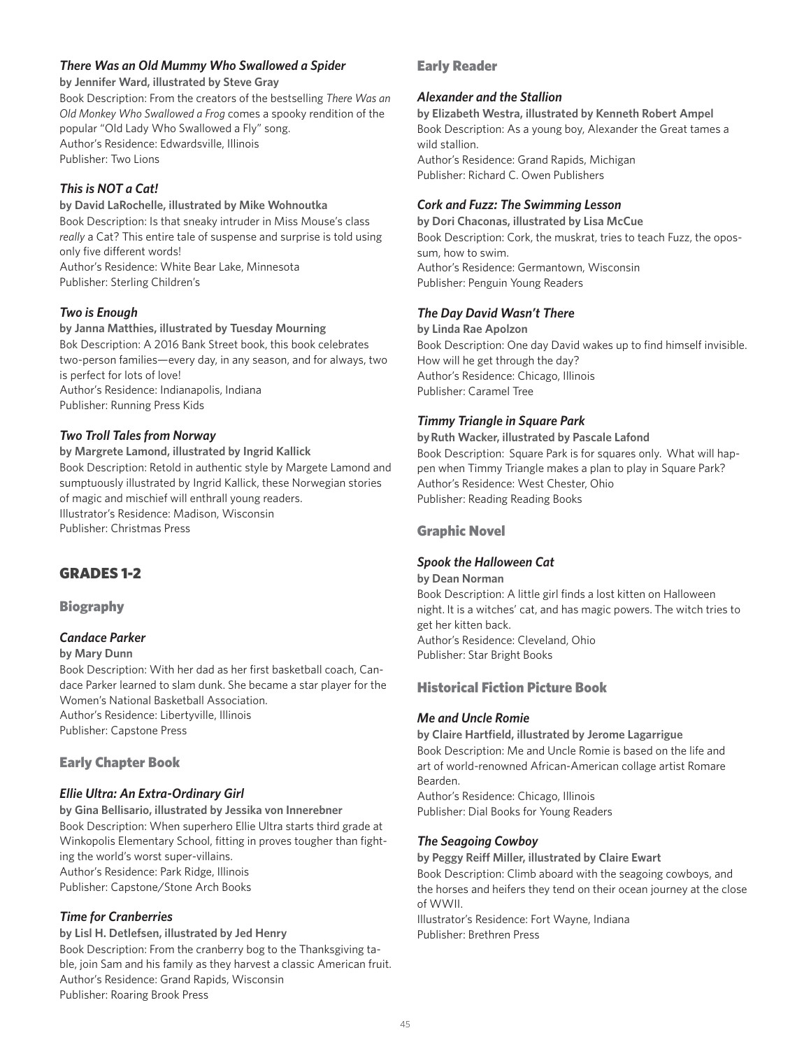### *There Was an Old Mummy Who Swallowed a Spider*

**by Jennifer Ward, illustrated by Steve Gray**

Book Description: From the creators of the bestselling *There Was an Old Monkey Who Swallowed a Frog* comes a spooky rendition of the popular "Old Lady Who Swallowed a Fly" song.
Author's Residence: Edwardsville, Illinois
Publisher: Two Lions

### *This is NOT a Cat!*

**by David LaRochelle, illustrated by Mike Wohnoutka**

Book Description: Is that sneaky intruder in Miss Mouse's class *really* a Cat? This entire tale of suspense and surprise is told using only five different words!
Author's Residence: White Bear Lake, Minnesota
Publisher: Sterling Children's

### *Two is Enough*

**by Janna Matthies, illustrated by Tuesday Mourning**

Bok Description: A 2016 Bank Street book, this book celebrates two-person families—every day, in any season, and for always, two is perfect for lots of love!
Author's Residence: Indianapolis, Indiana
Publisher: Running Press Kids

### *Two Troll Tales from Norway*

**by Margrete Lamond, illustrated by Ingrid Kallick**

Book Description: Retold in authentic style by Margete Lamond and sumptuously illustrated by Ingrid Kallick, these Norwegian stories of magic and mischief will enthrall young readers.
Illustrator's Residence: Madison, Wisconsin
Publisher: Christmas Press

# GRADES 1-2

## Biography

### *Candace Parker*

**by Mary Dunn**

Book Description: With her dad as her first basketball coach, Candace Parker learned to slam dunk. She became a star player for the Women's National Basketball Association.
Author's Residence: Libertyville, Illinois
Publisher: Capstone Press

## Early Chapter Book

### *Ellie Ultra: An Extra-Ordinary Girl*

**by Gina Bellisario, illustrated by Jessika von Innerebner**

Book Description: When superhero Ellie Ultra starts third grade at Winkopolis Elementary School, fitting in proves tougher than fighting the world's worst super-villains.
Author's Residence: Park Ridge, Illinois
Publisher: Capstone/Stone Arch Books

### *Time for Cranberries*

**by Lisl H. Detlefsen, illustrated by Jed Henry**

Book Description: From the cranberry bog to the Thanksgiving table, join Sam and his family as they harvest a classic American fruit.
Author's Residence: Grand Rapids, Wisconsin
Publisher: Roaring Brook Press

## Early Reader

### *Alexander and the Stallion*

**by Elizabeth Westra, illustrated by Kenneth Robert Ampel**

Book Description: As a young boy, Alexander the Great tames a wild stallion.
Author's Residence: Grand Rapids, Michigan
Publisher: Richard C. Owen Publishers

### *Cork and Fuzz: The Swimming Lesson*

**by Dori Chaconas, illustrated by Lisa McCue**

Book Description: Cork, the muskrat, tries to teach Fuzz, the opossum, how to swim.
Author's Residence: Germantown, Wisconsin
Publisher: Penguin Young Readers

### *The Day David Wasn't There*

**by Linda Rae Apolzon**

Book Description: One day David wakes up to find himself invisible. How will he get through the day?
Author's Residence: Chicago, Illinois
Publisher: Caramel Tree

### *Timmy Triangle in Square Park*

**by Ruth Wacker, illustrated by Pascale Lafond**

Book Description: Square Park is for squares only. What will happen when Timmy Triangle makes a plan to play in Square Park?
Author's Residence: West Chester, Ohio
Publisher: Reading Reading Books

## Graphic Novel

### *Spook the Halloween Cat*

**by Dean Norman**

Book Description: A little girl finds a lost kitten on Halloween night. It is a witches' cat, and has magic powers. The witch tries to get her kitten back.
Author's Residence: Cleveland, Ohio
Publisher: Star Bright Books

## Historical Fiction Picture Book

### *Me and Uncle Romie*

**by Claire Hartfield, illustrated by Jerome Lagarrigue**

Book Description: Me and Uncle Romie is based on the life and art of world-renowned African-American collage artist Romare Bearden.
Author's Residence: Chicago, Illinois
Publisher: Dial Books for Young Readers

### *The Seagoing Cowboy*

**by Peggy Reiff Miller, illustrated by Claire Ewart**

Book Description: Climb aboard with the seagoing cowboys, and the horses and heifers they tend on their ocean journey at the close of WWII.
Illustrator's Residence: Fort Wayne, Indiana
Publisher: Brethren Press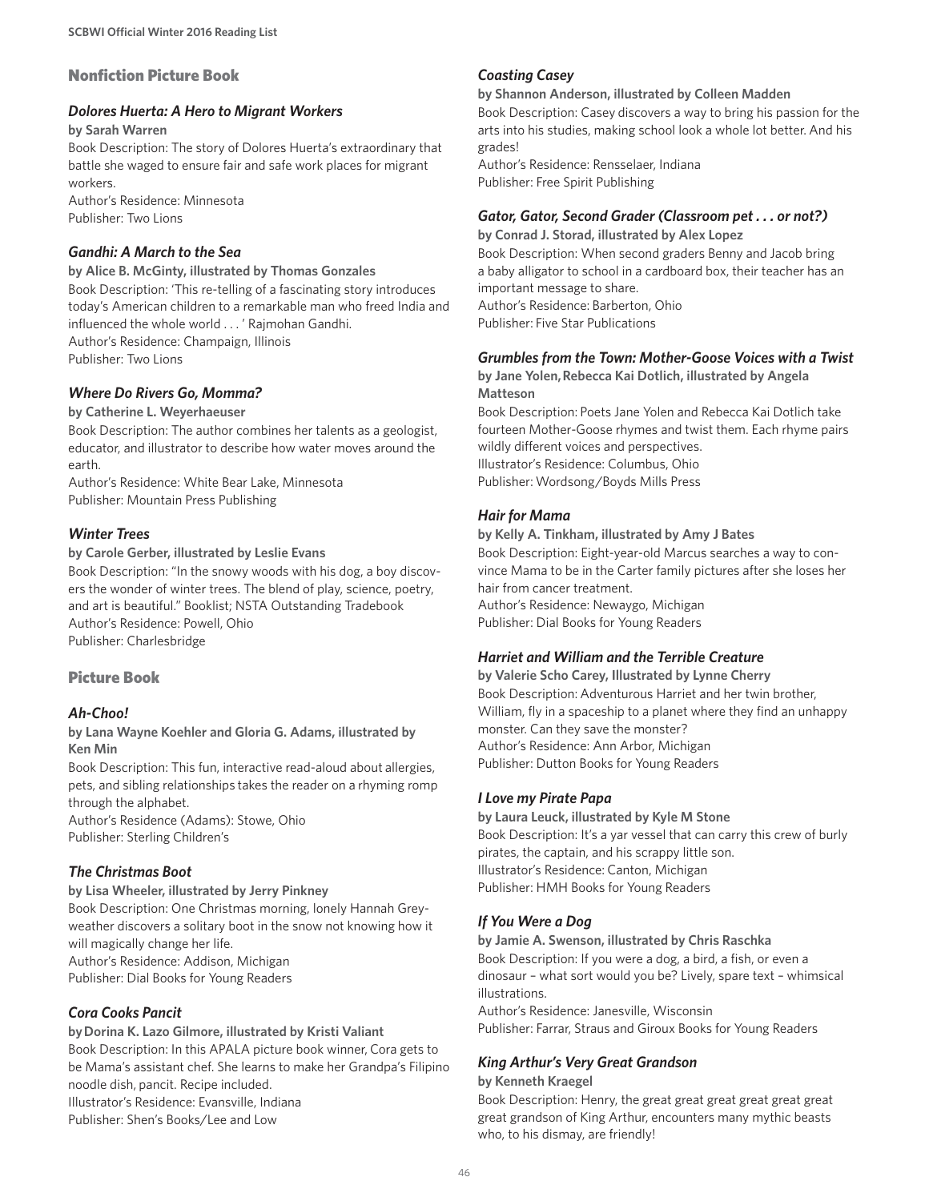## Nonfiction Picture Book

### *Dolores Huerta: A Hero to Migrant Workers*

**by Sarah Warren**

Book Description: The story of Dolores Huerta's extraordinary that battle she waged to ensure fair and safe work places for migrant workers.

Author's Residence: Minnesota

Publisher: Two Lions

### *Gandhi: A March to the Sea*

**by Alice B. McGinty, illustrated by Thomas Gonzales**

Book Description: 'This re-telling of a fascinating story introduces today's American children to a remarkable man who freed India and influenced the whole world . . . ' Rajmohan Gandhi.

Author's Residence: Champaign, Illinois

Publisher: Two Lions

### *Where Do Rivers Go, Momma?*

**by Catherine L. Weyerhaeuser**

Book Description: The author combines her talents as a geologist, educator, and illustrator to describe how water moves around the earth.

Author's Residence: White Bear Lake, Minnesota

Publisher: Mountain Press Publishing

### *Winter Trees*

**by Carole Gerber, illustrated by Leslie Evans**

Book Description: "In the snowy woods with his dog, a boy discovers the wonder of winter trees. The blend of play, science, poetry, and art is beautiful." Booklist; NSTA Outstanding Tradebook

Author's Residence: Powell, Ohio

Publisher: Charlesbridge

## Picture Book

### *Ah-Choo!*

**by Lana Wayne Koehler and Gloria G. Adams, illustrated by Ken Min**

Book Description: This fun, interactive read-aloud about allergies, pets, and sibling relationships takes the reader on a rhyming romp through the alphabet.

Author's Residence (Adams): Stowe, Ohio

Publisher: Sterling Children's

### *The Christmas Boot*

**by Lisa Wheeler, illustrated by Jerry Pinkney**

Book Description: One Christmas morning, lonely Hannah Greyweather discovers a solitary boot in the snow not knowing how it will magically change her life.

Author's Residence: Addison, Michigan

Publisher: Dial Books for Young Readers

### *Cora Cooks Pancit*

**by Dorina K. Lazo Gilmore, illustrated by Kristi Valiant**

Book Description: In this APALA picture book winner, Cora gets to be Mama's assistant chef. She learns to make her Grandpa's Filipino noodle dish, pancit. Recipe included.

Illustrator's Residence: Evansville, Indiana

Publisher: Shen's Books/Lee and Low

### *Coasting Casey*

**by Shannon Anderson, illustrated by Colleen Madden**

Book Description: Casey discovers a way to bring his passion for the arts into his studies, making school look a whole lot better. And his grades!

Author's Residence: Rensselaer, Indiana

Publisher: Free Spirit Publishing

### *Gator, Gator, Second Grader (Classroom pet . . . or not?)*

**by Conrad J. Storad, illustrated by Alex Lopez**

Book Description: When second graders Benny and Jacob bring a baby alligator to school in a cardboard box, their teacher has an important message to share.

Author's Residence: Barberton, Ohio

Publisher: Five Star Publications

### *Grumbles from the Town: Mother-Goose Voices with a Twist*

**by Jane Yolen, Rebecca Kai Dotlich, illustrated by Angela Matteson**

Book Description: Poets Jane Yolen and Rebecca Kai Dotlich take fourteen Mother-Goose rhymes and twist them. Each rhyme pairs wildly different voices and perspectives.

Illustrator's Residence: Columbus, Ohio

Publisher: Wordsong/Boyds Mills Press

### *Hair for Mama*

**by Kelly A. Tinkham, illustrated by Amy J Bates**

Book Description: Eight-year-old Marcus searches a way to convince Mama to be in the Carter family pictures after she loses her hair from cancer treatment.

Author's Residence: Newaygo, Michigan

Publisher: Dial Books for Young Readers

### *Harriet and William and the Terrible Creature*

**by Valerie Scho Carey, Illustrated by Lynne Cherry**

Book Description: Adventurous Harriet and her twin brother, William, fly in a spaceship to a planet where they find an unhappy monster. Can they save the monster?

Author's Residence: Ann Arbor, Michigan

Publisher: Dutton Books for Young Readers

### *I Love my Pirate Papa*

**by Laura Leuck, illustrated by Kyle M Stone**

Book Description: It's a yar vessel that can carry this crew of burly pirates, the captain, and his scrappy little son.

Illustrator's Residence: Canton, Michigan

Publisher: HMH Books for Young Readers

### *If You Were a Dog*

**by Jamie A. Swenson, illustrated by Chris Raschka**

Book Description: If you were a dog, a bird, a fish, or even a dinosaur – what sort would you be? Lively, spare text – whimsical illustrations.

Author's Residence: Janesville, Wisconsin

Publisher: Farrar, Straus and Giroux Books for Young Readers

### *King Arthur's Very Great Grandson*

**by Kenneth Kraegel**

Book Description: Henry, the great great great great great great great grandson of King Arthur, encounters many mythic beasts who, to his dismay, are friendly!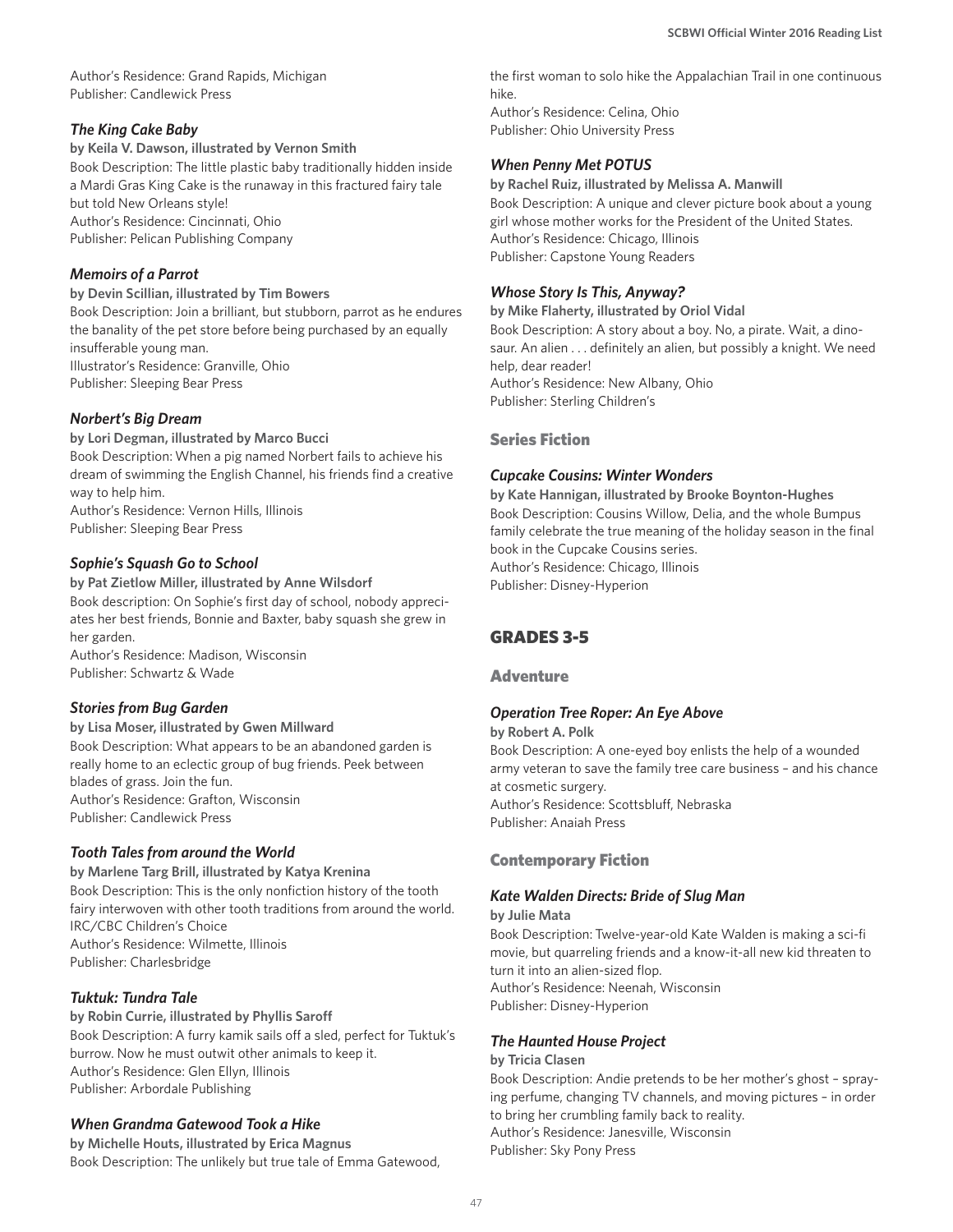Author's Residence: Grand Rapids, Michigan
Publisher: Candlewick Press

### *The King Cake Baby*

**by Keila V. Dawson, illustrated by Vernon Smith**
Book Description: The little plastic baby traditionally hidden inside a Mardi Gras King Cake is the runaway in this fractured fairy tale but told New Orleans style!
Author's Residence: Cincinnati, Ohio
Publisher: Pelican Publishing Company

### *Memoirs of a Parrot*

**by Devin Scillian, illustrated by Tim Bowers**
Book Description: Join a brilliant, but stubborn, parrot as he endures the banality of the pet store before being purchased by an equally insufferable young man.
Illustrator's Residence: Granville, Ohio
Publisher: Sleeping Bear Press

### *Norbert's Big Dream*

**by Lori Degman, illustrated by Marco Bucci**
Book Description: When a pig named Norbert fails to achieve his dream of swimming the English Channel, his friends find a creative way to help him.
Author's Residence: Vernon Hills, Illinois
Publisher: Sleeping Bear Press

### *Sophie's Squash Go to School*

**by Pat Zietlow Miller, illustrated by Anne Wilsdorf**
Book description: On Sophie's first day of school, nobody appreciates her best friends, Bonnie and Baxter, baby squash she grew in her garden.
Author's Residence: Madison, Wisconsin
Publisher: Schwartz & Wade

### *Stories from Bug Garden*

**by Lisa Moser, illustrated by Gwen Millward**
Book Description: What appears to be an abandoned garden is really home to an eclectic group of bug friends. Peek between blades of grass. Join the fun.
Author's Residence: Grafton, Wisconsin
Publisher: Candlewick Press

### *Tooth Tales from around the World*

**by Marlene Targ Brill, illustrated by Katya Krenina**
Book Description: This is the only nonfiction history of the tooth fairy interwoven with other tooth traditions from around the world.
IRC/CBC Children's Choice
Author's Residence: Wilmette, Illinois
Publisher: Charlesbridge

### *Tuktuk: Tundra Tale*

**by Robin Currie, illustrated by Phyllis Saroff**
Book Description: A furry kamik sails off a sled, perfect for Tuktuk's burrow. Now he must outwit other animals to keep it.
Author's Residence: Glen Ellyn, Illinois
Publisher: Arbordale Publishing

### *When Grandma Gatewood Took a Hike*

**by Michelle Houts, illustrated by Erica Magnus**
Book Description: The unlikely but true tale of Emma Gatewood, the first woman to solo hike the Appalachian Trail in one continuous hike.
Author's Residence: Celina, Ohio
Publisher: Ohio University Press

### *When Penny Met POTUS*

**by Rachel Ruiz, illustrated by Melissa A. Manwill**
Book Description: A unique and clever picture book about a young girl whose mother works for the President of the United States.
Author's Residence: Chicago, Illinois
Publisher: Capstone Young Readers

### *Whose Story Is This, Anyway?*

**by Mike Flaherty, illustrated by Oriol Vidal**
Book Description: A story about a boy. No, a pirate. Wait, a dinosaur. An alien . . . definitely an alien, but possibly a knight. We need help, dear reader!
Author's Residence: New Albany, Ohio
Publisher: Sterling Children's

## Series Fiction

### *Cupcake Cousins: Winter Wonders*

**by Kate Hannigan, illustrated by Brooke Boynton-Hughes**
Book Description: Cousins Willow, Delia, and the whole Bumpus family celebrate the true meaning of the holiday season in the final book in the Cupcake Cousins series.
Author's Residence: Chicago, Illinois
Publisher: Disney-Hyperion

# GRADES 3-5

## Adventure

### *Operation Tree Roper: An Eye Above*

**by Robert A. Polk**
Book Description: A one-eyed boy enlists the help of a wounded army veteran to save the family tree care business – and his chance at cosmetic surgery.
Author's Residence: Scottsbluff, Nebraska
Publisher: Anaiah Press

## Contemporary Fiction

### *Kate Walden Directs: Bride of Slug Man*

**by Julie Mata**
Book Description: Twelve-year-old Kate Walden is making a sci-fi movie, but quarreling friends and a know-it-all new kid threaten to turn it into an alien-sized flop.
Author's Residence: Neenah, Wisconsin
Publisher: Disney-Hyperion

### *The Haunted House Project*

**by Tricia Clasen**
Book Description: Andie pretends to be her mother's ghost – spraying perfume, changing TV channels, and moving pictures – in order to bring her crumbling family back to reality.
Author's Residence: Janesville, Wisconsin
Publisher: Sky Pony Press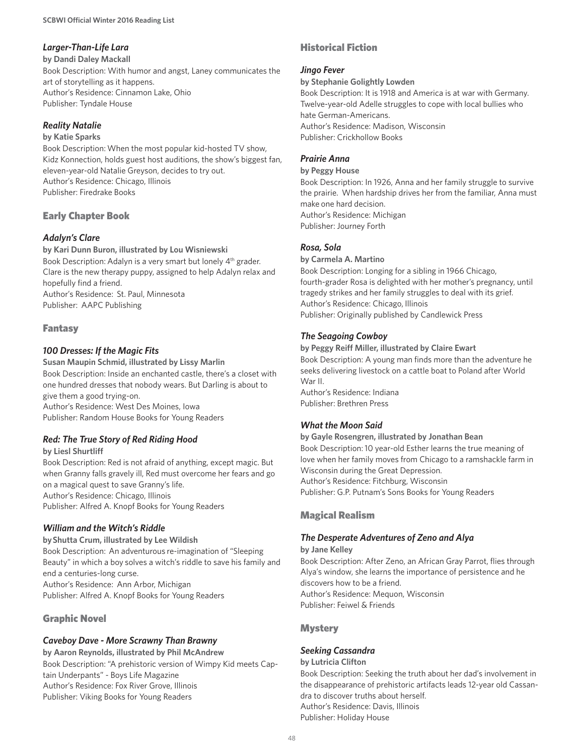### *Larger-Than-Life Lara*

**by Dandi Daley Mackall**

Book Description: With humor and angst, Laney communicates the art of storytelling as it happens.
Author's Residence: Cinnamon Lake, Ohio
Publisher: Tyndale House

### *Reality Natalie*

**by Katie Sparks**

Book Description: When the most popular kid-hosted TV show, Kidz Konnection, holds guest host auditions, the show's biggest fan, eleven-year-old Natalie Greyson, decides to try out.
Author's Residence: Chicago, Illinois
Publisher: Firedrake Books

## Early Chapter Book

### *Adalyn's Clare*

**by Kari Dunn Buron, illustrated by Lou Wisniewski**

Book Description: Adalyn is a very smart but lonely 4th grader. Clare is the new therapy puppy, assigned to help Adalyn relax and hopefully find a friend.
Author's Residence: St. Paul, Minnesota
Publisher: AAPC Publishing

## Fantasy

### *100 Dresses: If the Magic Fits*

**Susan Maupin Schmid, illustrated by Lissy Marlin**

Book Description: Inside an enchanted castle, there's a closet with one hundred dresses that nobody wears. But Darling is about to give them a good trying-on.
Author's Residence: West Des Moines, Iowa
Publisher: Random House Books for Young Readers

### *Red: The True Story of Red Riding Hood*

**by Liesl Shurtliff**

Book Description: Red is not afraid of anything, except magic. But when Granny falls gravely ill, Red must overcome her fears and go on a magical quest to save Granny's life.
Author's Residence: Chicago, Illinois
Publisher: Alfred A. Knopf Books for Young Readers

### *William and the Witch's Riddle*

**by Shutta Crum, illustrated by Lee Wildish**

Book Description: An adventurous re-imagination of "Sleeping Beauty" in which a boy solves a witch's riddle to save his family and end a centuries-long curse.
Author's Residence: Ann Arbor, Michigan
Publisher: Alfred A. Knopf Books for Young Readers

## Graphic Novel

### *Caveboy Dave - More Scrawny Than Brawny*

**by Aaron Reynolds, illustrated by Phil McAndrew**

Book Description: "A prehistoric version of Wimpy Kid meets Captain Underpants" - Boys Life Magazine
Author's Residence: Fox River Grove, Illinois
Publisher: Viking Books for Young Readers

## Historical Fiction

### *Jingo Fever*

**by Stephanie Golightly Lowden**

Book Description: It is 1918 and America is at war with Germany. Twelve-year-old Adelle struggles to cope with local bullies who hate German-Americans.
Author's Residence: Madison, Wisconsin
Publisher: Crickhollow Books

### *Prairie Anna*

**by Peggy House**

Book Description: In 1926, Anna and her family struggle to survive the prairie. When hardship drives her from the familiar, Anna must make one hard decision.
Author's Residence: Michigan
Publisher: Journey Forth

### *Rosa, Sola*

**by Carmela A. Martino**

Book Description: Longing for a sibling in 1966 Chicago, fourth-grader Rosa is delighted with her mother's pregnancy, until tragedy strikes and her family struggles to deal with its grief.
Author's Residence: Chicago, Illinois
Publisher: Originally published by Candlewick Press

### *The Seagoing Cowboy*

**by Peggy Reiff Miller, illustrated by Claire Ewart**

Book Description: A young man finds more than the adventure he seeks delivering livestock on a cattle boat to Poland after World War II.
Author's Residence: Indiana
Publisher: Brethren Press

### *What the Moon Said*

**by Gayle Rosengren, illustrated by Jonathan Bean**

Book Description: 10 year-old Esther learns the true meaning of love when her family moves from Chicago to a ramshackle farm in Wisconsin during the Great Depression.
Author's Residence: Fitchburg, Wisconsin
Publisher: G.P. Putnam's Sons Books for Young Readers

## Magical Realism

### *The Desperate Adventures of Zeno and Alya*

**by Jane Kelley**

Book Description: After Zeno, an African Gray Parrot, flies through Alya's window, she learns the importance of persistence and he discovers how to be a friend.
Author's Residence: Mequon, Wisconsin
Publisher: Feiwel & Friends

## Mystery

### *Seeking Cassandra*

**by Lutricia Clifton**

Book Description: Seeking the truth about her dad's involvement in the disappearance of prehistoric artifacts leads 12-year old Cassandra to discover truths about herself.
Author's Residence: Davis, Illinois
Publisher: Holiday House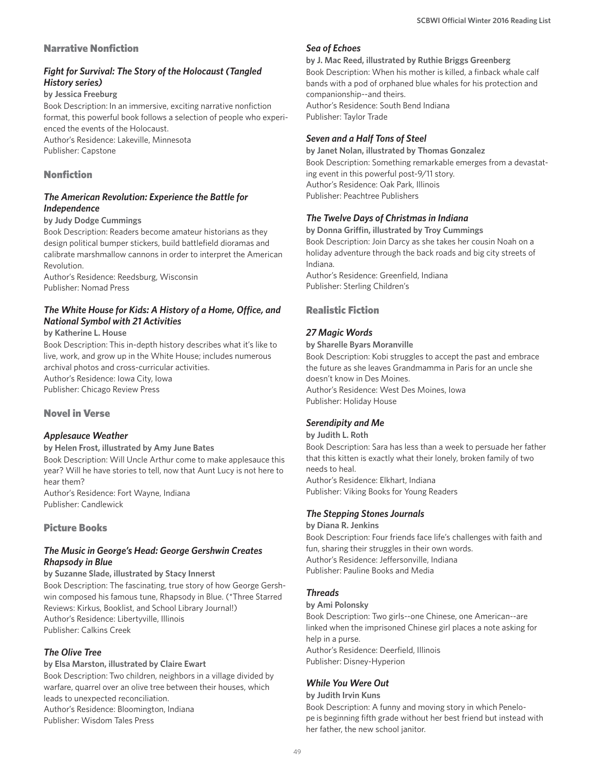## Narrative Nonfiction

### *Fight for Survival: The Story of the Holocaust (Tangled History series)*

**by Jessica Freeburg**

Book Description: In an immersive, exciting narrative nonfiction format, this powerful book follows a selection of people who experienced the events of the Holocaust.

Author's Residence: Lakeville, Minnesota

Publisher: Capstone

## Nonfiction

### *The American Revolution: Experience the Battle for Independence*

**by Judy Dodge Cummings**

Book Description: Readers become amateur historians as they design political bumper stickers, build battlefield dioramas and calibrate marshmallow cannons in order to interpret the American Revolution.

Author's Residence: Reedsburg, Wisconsin

Publisher: Nomad Press

### *The White House for Kids: A History of a Home, Office, and National Symbol with 21 Activities*

**by Katherine L. House**

Book Description: This in-depth history describes what it's like to live, work, and grow up in the White House; includes numerous archival photos and cross-curricular activities.

Author's Residence: Iowa City, Iowa

Publisher: Chicago Review Press

## Novel in Verse

### *Applesauce Weather*

**by Helen Frost, illustrated by Amy June Bates**

Book Description: Will Uncle Arthur come to make applesauce this year? Will he have stories to tell, now that Aunt Lucy is not here to hear them?

Author's Residence: Fort Wayne, Indiana

Publisher: Candlewick

## Picture Books

### *The Music in George's Head: George Gershwin Creates Rhapsody in Blue*

**by Suzanne Slade, illustrated by Stacy Innerst**

Book Description: The fascinating, true story of how George Gershwin composed his famous tune, Rhapsody in Blue. (*Three Starred Reviews: Kirkus, Booklist, and School Library Journal!)

Author's Residence: Libertyville, Illinois

Publisher: Calkins Creek

### *The Olive Tree*

**by Elsa Marston, illustrated by Claire Ewart**

Book Description: Two children, neighbors in a village divided by warfare, quarrel over an olive tree between their houses, which leads to unexpected reconciliation.

Author's Residence: Bloomington, Indiana

Publisher: Wisdom Tales Press

### *Sea of Echoes*

**by J. Mac Reed, illustrated by Ruthie Briggs Greenberg**

Book Description: When his mother is killed, a finback whale calf bands with a pod of orphaned blue whales for his protection and companionship--and theirs.

Author's Residence: South Bend Indiana

Publisher: Taylor Trade

### *Seven and a Half Tons of Steel*

**by Janet Nolan, illustrated by Thomas Gonzalez**

Book Description: Something remarkable emerges from a devastating event in this powerful post-9/11 story.

Author's Residence: Oak Park, Illinois

Publisher: Peachtree Publishers

### *The Twelve Days of Christmas in Indiana*

**by Donna Griffin, illustrated by Troy Cummings**

Book Description: Join Darcy as she takes her cousin Noah on a holiday adventure through the back roads and big city streets of Indiana.

Author's Residence: Greenfield, Indiana

Publisher: Sterling Children's

## Realistic Fiction

### *27 Magic Words*

**by Sharelle Byars Moranville**

Book Description: Kobi struggles to accept the past and embrace the future as she leaves Grandmamma in Paris for an uncle she doesn't know in Des Moines.

Author's Residence: West Des Moines, Iowa

Publisher: Holiday House

### *Serendipity and Me*

**by Judith L. Roth**

Book Description: Sara has less than a week to persuade her father that this kitten is exactly what their lonely, broken family of two needs to heal.

Author's Residence: Elkhart, Indiana

Publisher: Viking Books for Young Readers

### *The Stepping Stones Journals*

**by Diana R. Jenkins**

Book Description: Four friends face life's challenges with faith and fun, sharing their struggles in their own words.

Author's Residence: Jeffersonville, Indiana

Publisher: Pauline Books and Media

### *Threads*

**by Ami Polonsky**

Book Description: Two girls--one Chinese, one American--are linked when the imprisoned Chinese girl places a note asking for help in a purse.

Author's Residence: Deerfield, Illinois

Publisher: Disney-Hyperion

### *While You Were Out*

**by Judith Irvin Kuns**

Book Description: A funny and moving story in which Penelope is beginning fifth grade without her best friend but instead with her father, the new school janitor.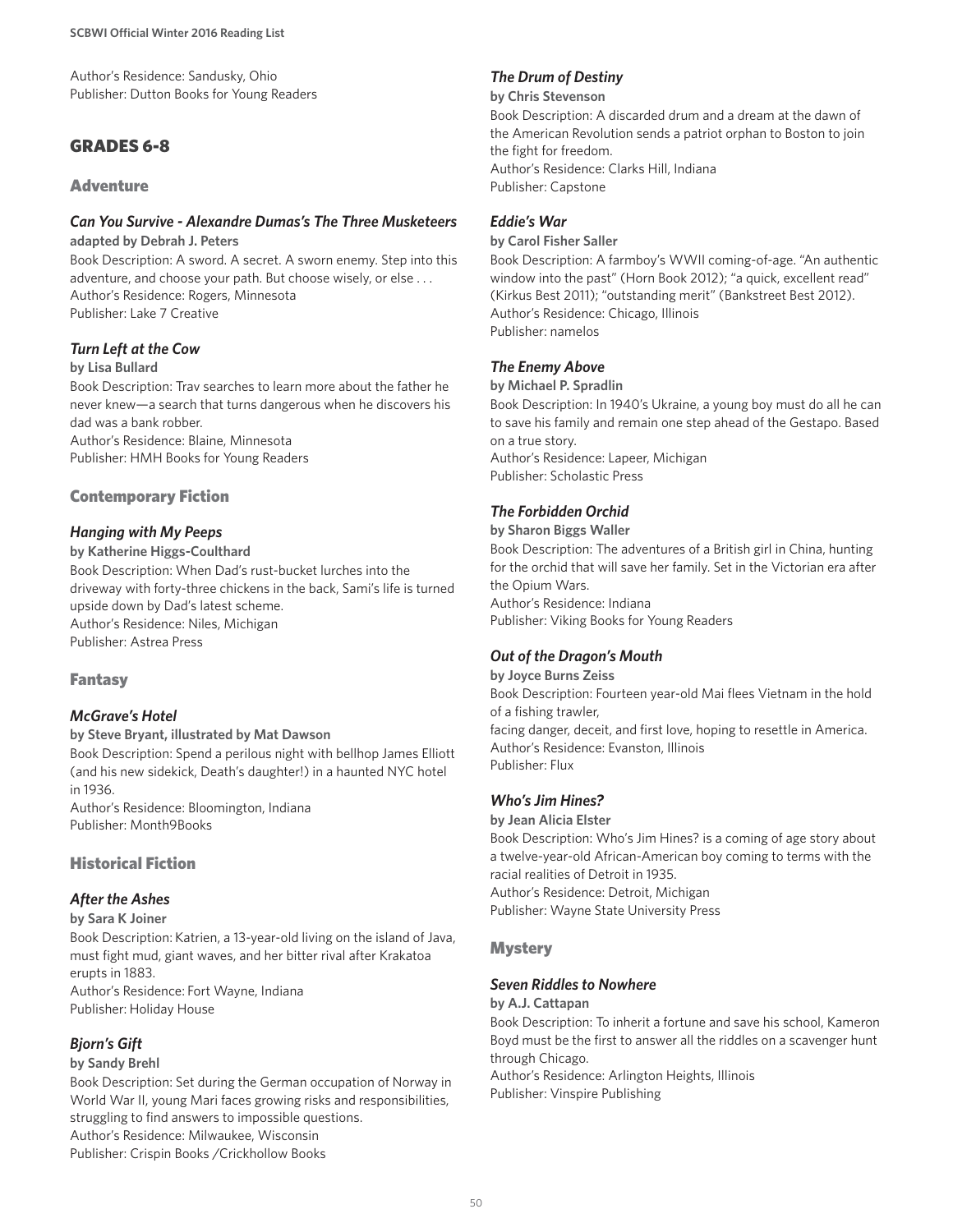Author's Residence: Sandusky, Ohio
Publisher: Dutton Books for Young Readers

## GRADES 6-8

### Adventure

#### *Can You Survive - Alexandre Dumas's The Three Musketeers*

**adapted by Debrah J. Peters**

Book Description: A sword. A secret. A sworn enemy. Step into this adventure, and choose your path. But choose wisely, or else . . .
Author's Residence: Rogers, Minnesota
Publisher: Lake 7 Creative

#### *Turn Left at the Cow*

**by Lisa Bullard**

Book Description: Trav searches to learn more about the father he never knew—a search that turns dangerous when he discovers his dad was a bank robber.
Author's Residence: Blaine, Minnesota
Publisher: HMH Books for Young Readers

### Contemporary Fiction

#### *Hanging with My Peeps*

**by Katherine Higgs-Coulthard**

Book Description: When Dad's rust-bucket lurches into the driveway with forty-three chickens in the back, Sami's life is turned upside down by Dad's latest scheme.
Author's Residence: Niles, Michigan
Publisher: Astrea Press

### Fantasy

#### *McGrave's Hotel*

**by Steve Bryant, illustrated by Mat Dawson**

Book Description: Spend a perilous night with bellhop James Elliott (and his new sidekick, Death's daughter!) in a haunted NYC hotel in 1936.
Author's Residence: Bloomington, Indiana
Publisher: Month9Books

### Historical Fiction

#### *After the Ashes*

**by Sara K Joiner**

Book Description: Katrien, a 13-year-old living on the island of Java, must fight mud, giant waves, and her bitter rival after Krakatoa erupts in 1883.
Author's Residence: Fort Wayne, Indiana
Publisher: Holiday House

#### *Bjorn's Gift*

**by Sandy Brehl**

Book Description: Set during the German occupation of Norway in World War II, young Mari faces growing risks and responsibilities, struggling to find answers to impossible questions.
Author's Residence: Milwaukee, Wisconsin
Publisher: Crispin Books /Crickhollow Books

#### *The Drum of Destiny*

**by Chris Stevenson**

Book Description: A discarded drum and a dream at the dawn of the American Revolution sends a patriot orphan to Boston to join the fight for freedom.
Author's Residence: Clarks Hill, Indiana
Publisher: Capstone

#### *Eddie's War*

**by Carol Fisher Saller**

Book Description: A farmboy's WWII coming-of-age. "An authentic window into the past" (Horn Book 2012); "a quick, excellent read" (Kirkus Best 2011); "outstanding merit" (Bankstreet Best 2012).
Author's Residence: Chicago, Illinois
Publisher: namelos

#### *The Enemy Above*

**by Michael P. Spradlin**

Book Description: In 1940's Ukraine, a young boy must do all he can to save his family and remain one step ahead of the Gestapo. Based on a true story.
Author's Residence: Lapeer, Michigan
Publisher: Scholastic Press

#### *The Forbidden Orchid*

**by Sharon Biggs Waller**

Book Description: The adventures of a British girl in China, hunting for the orchid that will save her family. Set in the Victorian era after the Opium Wars.
Author's Residence: Indiana
Publisher: Viking Books for Young Readers

#### *Out of the Dragon's Mouth*

**by Joyce Burns Zeiss**

Book Description: Fourteen year-old Mai flees Vietnam in the hold of a fishing trawler,
facing danger, deceit, and first love, hoping to resettle in America.
Author's Residence: Evanston, Illinois
Publisher: Flux

#### *Who's Jim Hines?*

**by Jean Alicia Elster**

Book Description: Who's Jim Hines? is a coming of age story about a twelve-year-old African-American boy coming to terms with the racial realities of Detroit in 1935.
Author's Residence: Detroit, Michigan
Publisher: Wayne State University Press

### Mystery

#### *Seven Riddles to Nowhere*

**by A.J. Cattapan**

Book Description: To inherit a fortune and save his school, Kameron Boyd must be the first to answer all the riddles on a scavenger hunt through Chicago.
Author's Residence: Arlington Heights, Illinois
Publisher: Vinspire Publishing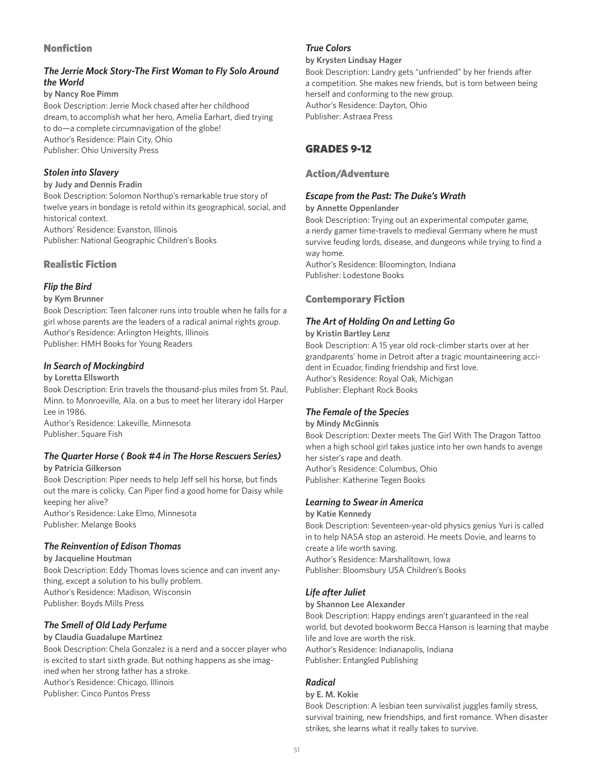## Nonfiction

### *The Jerrie Mock Story-The First Woman to Fly Solo Around the World*

**by Nancy Roe Pimm**

Book Description: Jerrie Mock chased after her childhood dream, to accomplish what her hero, Amelia Earhart, died trying to do—a complete circumnavigation of the globe!
Author's Residence: Plain City, Ohio
Publisher: Ohio University Press

### *Stolen into Slavery*

**by Judy and Dennis Fradin**

Book Description: Solomon Northup's remarkable true story of twelve years in bondage is retold within its geographical, social, and historical context.
Authors' Residence: Evanston, Illinois
Publisher: National Geographic Children's Books

## Realistic Fiction

### *Flip the Bird*

**by Kym Brunner**

Book Description: Teen falconer runs into trouble when he falls for a girl whose parents are the leaders of a radical animal rights group.
Author's Residence: Arlington Heights, Illinois
Publisher: HMH Books for Young Readers

### *In Search of Mockingbird*

**by Loretta Ellsworth**

Book Description: Erin travels the thousand-plus miles from St. Paul, Minn. to Monroeville, Ala. on a bus to meet her literary idol Harper Lee in 1986.
Author's Residence: Lakeville, Minnesota
Publisher: Square Fish

### *The Quarter Horse ( Book #4 in The Horse Rescuers Series)*

**by Patricia Gilkerson**

Book Description: Piper needs to help Jeff sell his horse, but finds out the mare is colicky. Can Piper find a good home for Daisy while keeping her alive?
Author's Residence: Lake Elmo, Minnesota
Publisher: Melange Books

### *The Reinvention of Edison Thomas*

**by Jacqueline Houtman**

Book Description: Eddy Thomas loves science and can invent anything, except a solution to his bully problem.
Author's Residence: Madison, Wisconsin
Publisher: Boyds Mills Press

### *The Smell of Old Lady Perfume*

**by Claudia Guadalupe Martinez**

Book Description: Chela Gonzalez is a nerd and a soccer player who is excited to start sixth grade. But nothing happens as she imagined when her strong father has a stroke.
Author's Residence: Chicago, Illinois
Publisher: Cinco Puntos Press

### *True Colors*

**by Krysten Lindsay Hager**

Book Description: Landry gets "unfriended" by her friends after a competition. She makes new friends, but is torn between being herself and conforming to the new group.
Author's Residence: Dayton, Ohio
Publisher: Astraea Press

# GRADES 9-12

## Action/Adventure

### *Escape from the Past: The Duke's Wrath*

**by Annette Oppenlander**

Book Description: Trying out an experimental computer game, a nerdy gamer time-travels to medieval Germany where he must survive feuding lords, disease, and dungeons while trying to find a way home.
Author's Residence: Bloomington, Indiana
Publisher: Lodestone Books

## Contemporary Fiction

### *The Art of Holding On and Letting Go*

**by Kristin Bartley Lenz**

Book Description: A 15 year old rock-climber starts over at her grandparents' home in Detroit after a tragic mountaineering accident in Ecuador, finding friendship and first love.
Author's Residence: Royal Oak, Michigan
Publisher: Elephant Rock Books

### *The Female of the Species*

**by Mindy McGinnis**

Book Description: Dexter meets The Girl With The Dragon Tattoo when a high school girl takes justice into her own hands to avenge her sister's rape and death.
Author's Residence: Columbus, Ohio
Publisher: Katherine Tegen Books

### *Learning to Swear in America*

**by Katie Kennedy**

Book Description: Seventeen-year-old physics genius Yuri is called in to help NASA stop an asteroid. He meets Dovie, and learns to create a life worth saving.
Author's Residence: Marshalltown, Iowa
Publisher: Bloomsbury USA Children's Books

### *Life after Juliet*

**by Shannon Lee Alexander**

Book Description: Happy endings aren't guaranteed in the real world, but devoted bookworm Becca Hanson is learning that maybe life and love are worth the risk.
Author's Residence: Indianapolis, Indiana
Publisher: Entangled Publishing

### *Radical*

**by E. M. Kokie**

Book Description: A lesbian teen survivalist juggles family stress, survival training, new friendships, and first romance. When disaster strikes, she learns what it really takes to survive.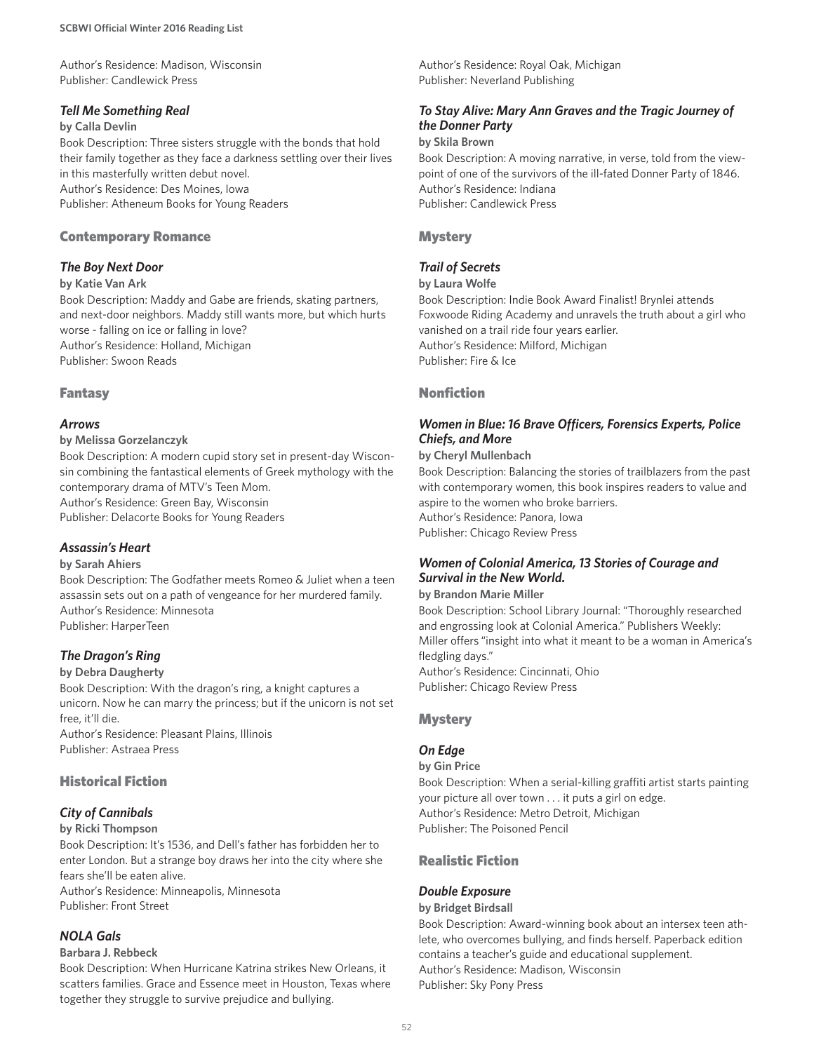Author's Residence: Madison, Wisconsin
Publisher: Candlewick Press

### *Tell Me Something Real*

**by Calla Devlin**

Book Description: Three sisters struggle with the bonds that hold their family together as they face a darkness settling over their lives in this masterfully written debut novel.
Author's Residence: Des Moines, Iowa
Publisher: Atheneum Books for Young Readers

## Contemporary Romance

### *The Boy Next Door*

**by Katie Van Ark**

Book Description: Maddy and Gabe are friends, skating partners, and next-door neighbors. Maddy still wants more, but which hurts worse - falling on ice or falling in love?
Author's Residence: Holland, Michigan
Publisher: Swoon Reads

## Fantasy

### *Arrows*

**by Melissa Gorzelanczyk**

Book Description: A modern cupid story set in present-day Wisconsin combining the fantastical elements of Greek mythology with the contemporary drama of MTV's Teen Mom.
Author's Residence: Green Bay, Wisconsin
Publisher: Delacorte Books for Young Readers

### *Assassin's Heart*

**by Sarah Ahiers**

Book Description: The Godfather meets Romeo & Juliet when a teen assassin sets out on a path of vengeance for her murdered family.
Author's Residence: Minnesota
Publisher: HarperTeen

### *The Dragon's Ring*

**by Debra Daugherty**

Book Description: With the dragon's ring, a knight captures a unicorn. Now he can marry the princess; but if the unicorn is not set free, it'll die.
Author's Residence: Pleasant Plains, Illinois
Publisher: Astraea Press

## Historical Fiction

### *City of Cannibals*

**by Ricki Thompson**

Book Description: It's 1536, and Dell's father has forbidden her to enter London. But a strange boy draws her into the city where she fears she'll be eaten alive.
Author's Residence: Minneapolis, Minnesota
Publisher: Front Street

### *NOLA Gals*

**Barbara J. Rebbeck**

Book Description: When Hurricane Katrina strikes New Orleans, it scatters families. Grace and Essence meet in Houston, Texas where together they struggle to survive prejudice and bullying.
Author's Residence: Royal Oak, Michigan
Publisher: Neverland Publishing

### *To Stay Alive: Mary Ann Graves and the Tragic Journey of the Donner Party*

**by Skila Brown**

Book Description: A moving narrative, in verse, told from the viewpoint of one of the survivors of the ill-fated Donner Party of 1846.
Author's Residence: Indiana
Publisher: Candlewick Press

## Mystery

### *Trail of Secrets*

**by Laura Wolfe**

Book Description: Indie Book Award Finalist! Brynlei attends Foxwoode Riding Academy and unravels the truth about a girl who vanished on a trail ride four years earlier.
Author's Residence: Milford, Michigan
Publisher: Fire & Ice

## Nonfiction

### *Women in Blue: 16 Brave Officers, Forensics Experts, Police Chiefs, and More*

**by Cheryl Mullenbach**

Book Description: Balancing the stories of trailblazers from the past with contemporary women, this book inspires readers to value and aspire to the women who broke barriers.
Author's Residence: Panora, Iowa
Publisher: Chicago Review Press

### *Women of Colonial America, 13 Stories of Courage and Survival in the New World.*

**by Brandon Marie Miller**

Book Description: School Library Journal: "Thoroughly researched and engrossing look at Colonial America." Publishers Weekly: Miller offers "insight into what it meant to be a woman in America's fledgling days."
Author's Residence: Cincinnati, Ohio
Publisher: Chicago Review Press

## Mystery

### *On Edge*

**by Gin Price**

Book Description: When a serial-killing graffiti artist starts painting your picture all over town . . . it puts a girl on edge.
Author's Residence: Metro Detroit, Michigan
Publisher: The Poisoned Pencil

## Realistic Fiction

### *Double Exposure*

**by Bridget Birdsall**

Book Description: Award-winning book about an intersex teen athlete, who overcomes bullying, and finds herself. Paperback edition contains a teacher's guide and educational supplement.
Author's Residence: Madison, Wisconsin
Publisher: Sky Pony Press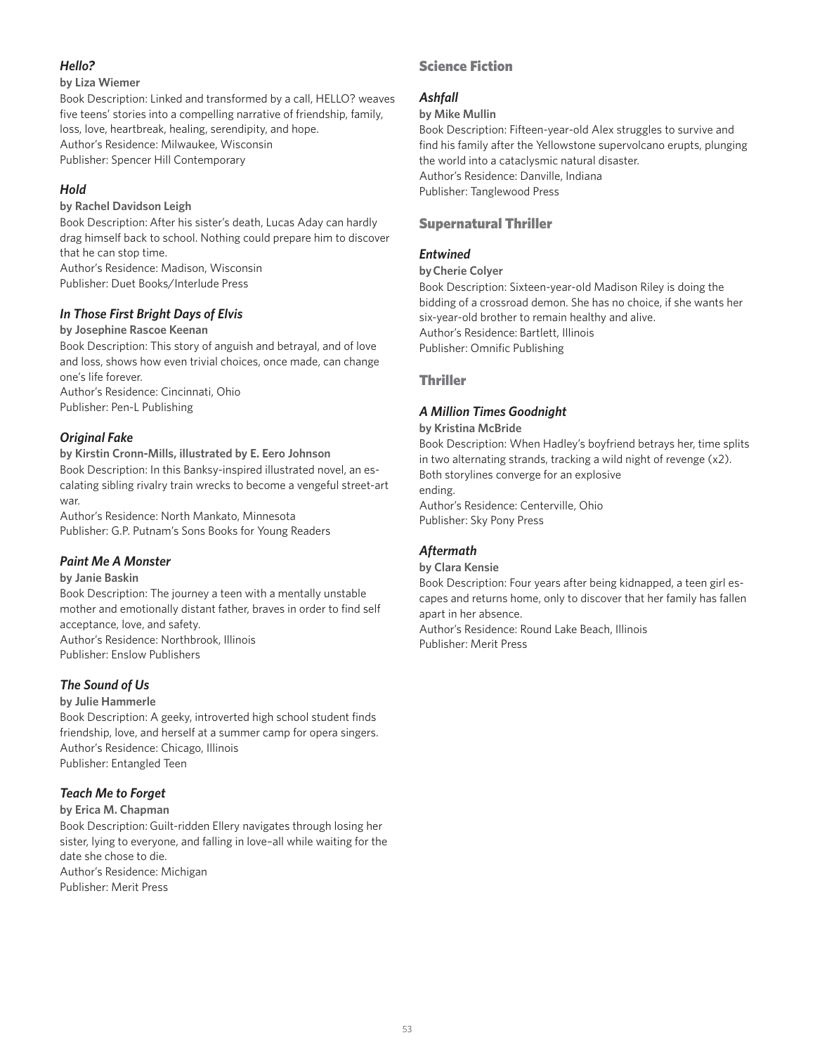### *Hello?*

**by Liza Wiemer**

Book Description: Linked and transformed by a call, HELLO? weaves five teens' stories into a compelling narrative of friendship, family, loss, love, heartbreak, healing, serendipity, and hope.
Author's Residence: Milwaukee, Wisconsin
Publisher: Spencer Hill Contemporary

### *Hold*

**by Rachel Davidson Leigh**

Book Description: After his sister's death, Lucas Aday can hardly drag himself back to school. Nothing could prepare him to discover that he can stop time.
Author's Residence: Madison, Wisconsin
Publisher: Duet Books/Interlude Press

### *In Those First Bright Days of Elvis*

**by Josephine Rascoe Keenan**

Book Description: This story of anguish and betrayal, and of love and loss, shows how even trivial choices, once made, can change one's life forever.
Author's Residence: Cincinnati, Ohio
Publisher: Pen-L Publishing

### *Original Fake*

**by Kirstin Cronn-Mills, illustrated by E. Eero Johnson**

Book Description: In this Banksy-inspired illustrated novel, an escalating sibling rivalry train wrecks to become a vengeful street-art war.
Author's Residence: North Mankato, Minnesota
Publisher: G.P. Putnam's Sons Books for Young Readers

### *Paint Me A Monster*

**by Janie Baskin**

Book Description: The journey a teen with a mentally unstable mother and emotionally distant father, braves in order to find self acceptance, love, and safety.
Author's Residence: Northbrook, Illinois
Publisher: Enslow Publishers

### *The Sound of Us*

**by Julie Hammerle**

Book Description: A geeky, introverted high school student finds friendship, love, and herself at a summer camp for opera singers.
Author's Residence: Chicago, Illinois
Publisher: Entangled Teen

### *Teach Me to Forget*

**by Erica M. Chapman**

Book Description: Guilt-ridden Ellery navigates through losing her sister, lying to everyone, and falling in love–all while waiting for the date she chose to die.
Author's Residence: Michigan
Publisher: Merit Press

## Science Fiction

### *Ashfall*

**by Mike Mullin**

Book Description: Fifteen-year-old Alex struggles to survive and find his family after the Yellowstone supervolcano erupts, plunging the world into a cataclysmic natural disaster.
Author's Residence: Danville, Indiana
Publisher: Tanglewood Press

## Supernatural Thriller

### *Entwined*

**by Cherie Colyer**

Book Description: Sixteen-year-old Madison Riley is doing the bidding of a crossroad demon. She has no choice, if she wants her six-year-old brother to remain healthy and alive.
Author's Residence: Bartlett, Illinois
Publisher: Omnific Publishing

## Thriller

### *A Million Times Goodnight*

**by Kristina McBride**

Book Description: When Hadley's boyfriend betrays her, time splits in two alternating strands, tracking a wild night of revenge (x2). Both storylines converge for an explosive ending.
Author's Residence: Centerville, Ohio
Publisher: Sky Pony Press

### *Aftermath*

**by Clara Kensie**

Book Description: Four years after being kidnapped, a teen girl escapes and returns home, only to discover that her family has fallen apart in her absence.
Author's Residence: Round Lake Beach, Illinois
Publisher: Merit Press